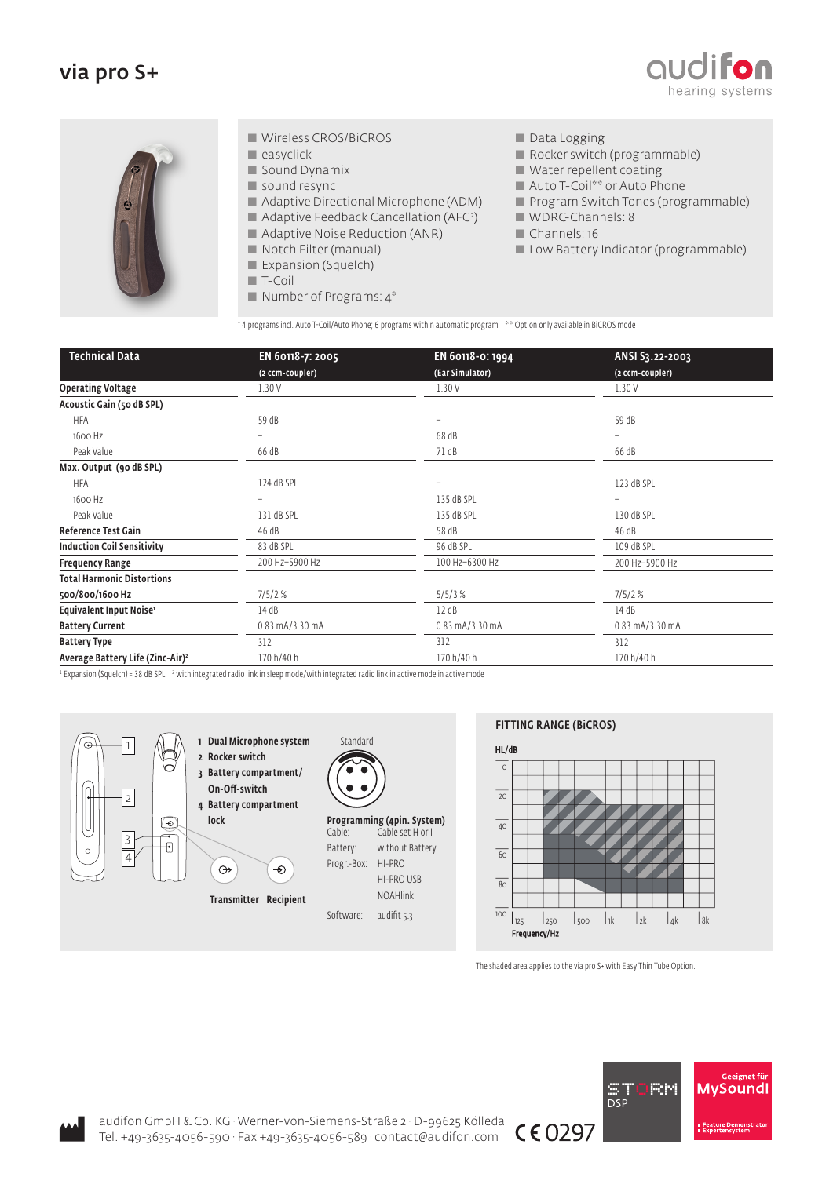# via pro S+

audifon hearing systems

- Wireless CROS/BiCROS
- easyclick
- Sound Dynamix
- sound resync
- Adaptive Directional Microphone (ADM)
- Adaptive Feedback Cancellation (AFC[2])
- Adaptive Noise Reduction (ANR)
- Notch Filter (manual)
- Expansion (Squelch)
- T-Coil
- Number of Programs: 4*
- Data Logging
- Rocker switch (programmable)
- Water repellent coating
- Auto T-Coil** or Auto Phone
- Program Switch Tones (programmable)
- WDRC-Channels: 8
- Channels: 16
- Low Battery Indicator (programmable)

* 4 programs incl. Auto T-Coil/Auto Phone; 6 programs within automatic program ** Option only available in BiCROS mode

| Technical Data | EN 60118-7: 2005 (2 ccm-coupler) | EN 60118-0: 1994 (Ear Simulator) | ANSI S3.22-2003 (2 ccm-coupler) |
|---|---|---|---|
| **Operating Voltage** | 1.30 V | 1.30 V | 1.30 V |
| **Acoustic Gain (50 dB SPL)** | | | |
| HFA | 59 dB | – | 59 dB |
| 1600 Hz | – | 68 dB | – |
| Peak Value | 66 dB | 71 dB | 66 dB |
| **Max. Output (90 dB SPL)** | | | |
| HFA | 124 dB SPL | – | 123 dB SPL |
| 1600 Hz | – | 135 dB SPL | – |
| Peak Value | 131 dB SPL | 135 dB SPL | 130 dB SPL |
| **Reference Test Gain** | 46 dB | 58 dB | 46 dB |
| **Induction Coil Sensitivity** | 83 dB SPL | 96 dB SPL | 109 dB SPL |
| **Frequency Range** | 200 Hz–5900 Hz | 100 Hz–6300 Hz | 200 Hz–5900 Hz |
| **Total Harmonic Distortions 500/800/1600 Hz** | 7/5/2 % | 5/5/3 % | 7/5/2 % |
| **Equivalent Input Noise[1]** | 14 dB | 12 dB | 14 dB |
| **Battery Current** | 0.83 mA/3.30 mA | 0.83 mA/3.30 mA | 0.83 mA/3.30 mA |
| **Battery Type** | 312 | 312 | 312 |
| **Average Battery Life (Zinc-Air)[2]** | 170 h/40 h | 170 h/40 h | 170 h/40 h |

[1] Expansion (Squelch) = 38 dB SPL [2] with integrated radio link in sleep mode/with integrated radio link in active mode in active mode

1. **Dual Microphone system**
2. **Rocker switch**
3. **Battery compartment/ On-Off-switch**
4. **Battery compartment lock**

**Transmitter** **Recipient**

Standard

**Programming (4pin. System)**

Cable: Cable set H or I
Battery: without Battery
Progr.-Box: HI-PRO
HI-PRO USB
NOAHlink
Software: audifit 5.3

## FITTING RANGE (BiCROS)

HL/dB: 0, 20, 40, 60, 80, 100
Frequency/Hz: 125, 250, 500, 1k, 2k, 4k, 8k

The shaded area applies to the via pro S+ with Easy Thin Tube Option.

audifon GmbH & Co. KG · Werner-von-Siemens-Straße 2 · D-99625 Kölleda
Tel. +49-3635-4056-590 · Fax +49-3635-4056-589 · contact@audifon.com

CE 0297

STORM DSP

Geeignet für MySound!
Feature Demonstrator
Expertensystem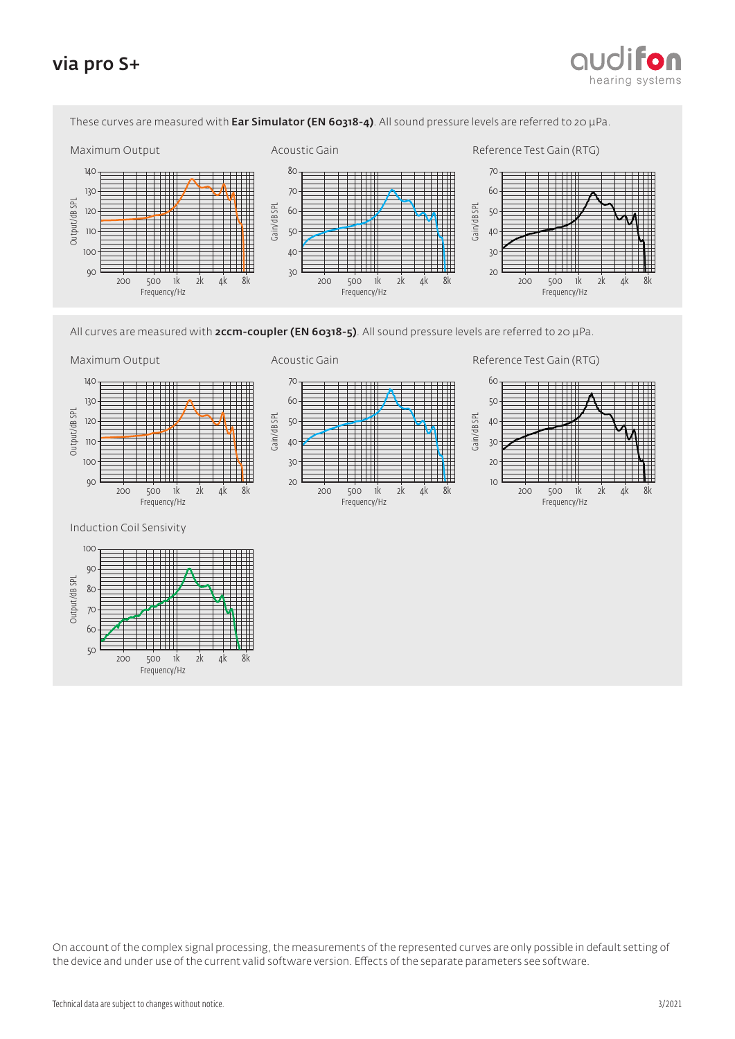# via pro S+

These curves are measured with **Ear Simulator (EN 60318-4)**. All sound pressure levels are referred to 20 µPa.

Maximum Output

Output/dB SPL

140
130
120
110
100
90

200 500 1k 2k 4k 8k

Frequency/Hz

Acoustic Gain

Gain/dB SPL

80
70
60
50
40
30

200 500 1k 2k 4k 8k

Frequency/Hz

Reference Test Gain (RTG)

Gain/dB SPL

70
60
50
40
30
20

200 500 1k 2k 4k 8k

Frequency/Hz

All curves are measured with **2ccm-coupler (EN 60318-5)**. All sound pressure levels are referred to 20 µPa.

Maximum Output

Output/dB SPL

140
130
120
110
100
90

200 500 1k 2k 4k 8k

Frequency/Hz

Acoustic Gain

Gain/dB SPL

70
60
50
40
30
20

200 500 1k 2k 4k 8k

Frequency/Hz

Reference Test Gain (RTG)

Gain/dB SPL

60
50
40
30
20
10

200 500 1k 2k 4k 8k

Frequency/Hz

Induction Coil Sensivity

Output/dB SPL

100
90
80
70
60
50

200 500 1k 2k 4k 8k

Frequency/Hz

On account of the complex signal processing, the measurements of the represented curves are only possible in default setting of the device and under use of the current valid software version. Effects of the separate parameters see software.

Technical data are subject to changes without notice.

3/2021